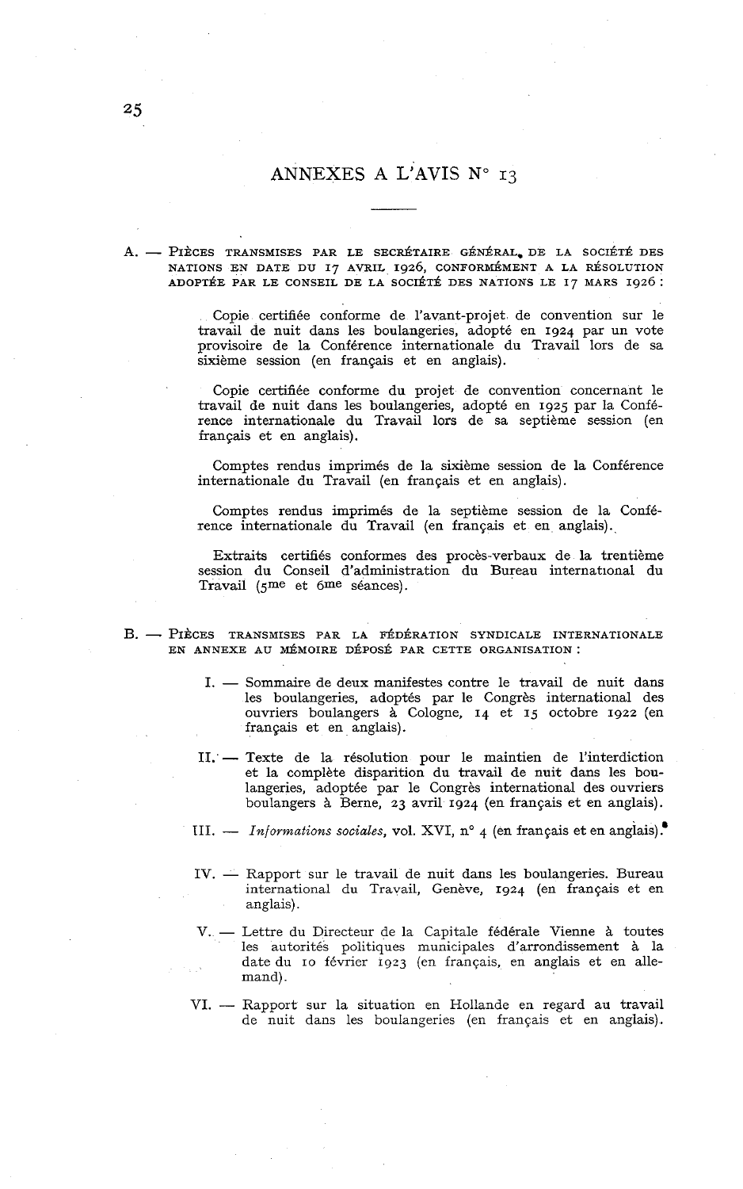# ANNEXES A L'AVIS N° 13

A. — PIÈCES TRANSMISES PAR LE SECRÉTAIRE GÉNÉRAL DE LA SOCIÉTÉ DES NATIONS EN DATE DU 17 AVRIL 1926, CONFORMÉMENT A LA RÉSOLUTION ADOPTÉE PAR LE CONSEIL DE LA SOCIÉTÉ DES NATIONS LE 17 MARS 1926 :

Copie certifiée conforme de l'avant-projet de convention sur le travail de nuit dans les boulangeries, adopté en 1924 par un vote provisoire de la Conférence internationale du Travail lors de sa sixième session (en français et en anglais).

Copie certifiée conforme du projet de convention concernant le travail de nuit dans les boulangeries, adopté en 1925 par la Conférence internationale du Travail lors de sa septième session (en français et en anglais).

Comptes rendus imprimés de la sixième session de la Conférence internationale du Travail (en français et en anglais).

Comptes rendus imprimés de la septième session de la Conférence internationale du Travail (en français et en anglais).

Extraits certifiés conformes des procès-verbaux de la trentième session du Conseil d'administration du Bureau international du Travail (5me et 6me séances).

B. — PIÈCES TRANSMISES PAR LA FÉDÉRATION SYNDICALE INTERNATIONALE EN ANNEXE AU MÉMOIRE DÉPOSÉ PAR CETTE ORGANISATION :

I. — Sommaire de deux manifestes contre le travail de nuit dans les boulangeries, adoptés par le Congrès international des ouvriers boulangers à Cologne, 14 et 15 octobre 1922 (en français et en anglais).

II. — Texte de la résolution pour le maintien de l'interdiction et la complète disparition du travail de nuit dans les boulangeries, adoptée par le Congrès international des ouvriers boulangers à Berne, 23 avril 1924 (en français et en anglais).

III. — *Informations sociales*, vol. XVI, n° 4 (en français et en anglais).

IV. — Rapport sur le travail de nuit dans les boulangeries. Bureau international du Travail, Genève, 1924 (en français et en anglais).

V. — Lettre du Directeur de la Capitale fédérale Vienne à toutes les autorités politiques municipales d'arrondissement à la date du 10 février 1923 (en français, en anglais et en allemand).

VI. — Rapport sur la situation en Hollande en regard au travail de nuit dans les boulangeries (en français et en anglais).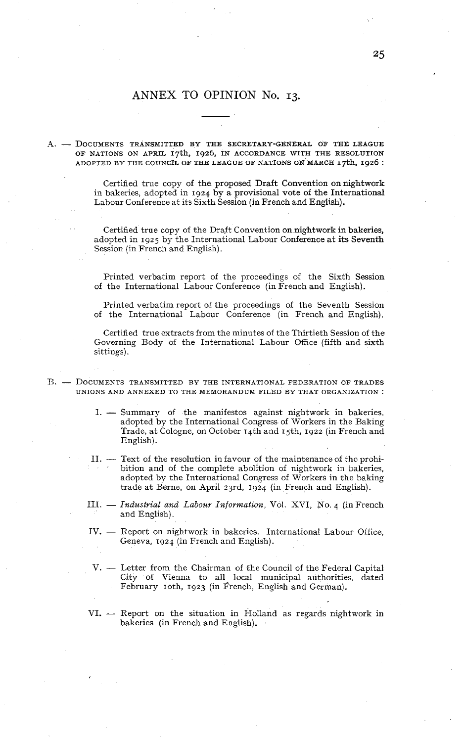# ANNEX TO OPINION No. 13.

A. — DOCUMENTS TRANSMITTED BY THE SECRETARY-GENERAL OF THE LEAGUE OF NATIONS ON APRIL 17th, 1926, IN ACCORDANCE WITH THE RESOLUTION ADOPTED BY THE COUNCIL OF THE LEAGUE OF NATIONS ON MARCH 17th, 1926 :

Certified true copy of the proposed Draft Convention on nightwork in bakeries, adopted in 1924 by a provisional vote of the International Labour Conference at its Sixth Session (in French and English).

Certified true copy of the Draft Convention on nightwork in bakeries, adopted in 1925 by the International Labour Conference at its Seventh Session (in French and English).

Printed verbatim report of the proceedings of the Sixth Session of the International Labour Conference (in French and English).

Printed verbatim report of the proceedings of the Seventh Session of the International Labour Conference (in French and English).

Certified true extracts from the minutes of the Thirtieth Session of the Governing Body of the International Labour Office (fifth and sixth sittings).

B. — DOCUMENTS TRANSMITTED BY THE INTERNATIONAL FEDERATION OF TRADES UNIONS AND ANNEXED TO THE MEMORANDUM FILED BY THAT ORGANIZATION :

I. — Summary of the manifestos against nightwork in bakeries, adopted by the International Congress of Workers in the Baking Trade, at Cologne, on October 14th and 15th, 1922 (in French and English).

II. — Text of the resolution in favour of the maintenance of the prohibition and of the complete abolition of nightwork in bakeries, adopted by the International Congress of Workers in the baking trade at Berne, on April 23rd, 1924 (in French and English).

III. — *Industrial and Labour Information*, Vol. XVI, No. 4 (in French and English).

IV. — Report on nightwork in bakeries. International Labour Office, Geneva, 1924 (in French and English).

V. — Letter from the Chairman of the Council of the Federal Capital City of Vienna to all local municipal authorities, dated February 10th, 1923 (in French, English and German).

VI. — Report on the situation in Holland as regards nightwork in bakeries (in French and English).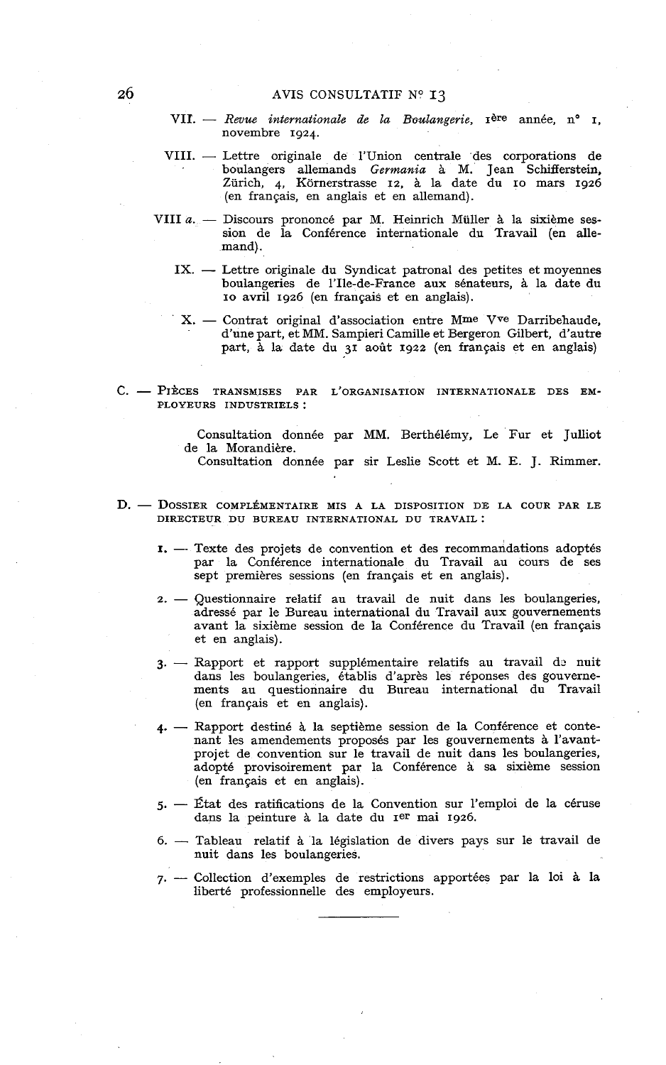VII. — *Revue internationale de la Boulangerie*, 1ère année, n° 1, novembre 1924.

VIII. — Lettre originale de l'Union centrale des corporations de boulangers allemands *Germania* à M. Jean Schifferstein, Zürich, 4, Körnerstrasse 12, à la date du 10 mars 1926 (en français, en anglais et en allemand).

VIII *a*. — Discours prononcé par M. Heinrich Müller à la sixième session de la Conférence internationale du Travail (en allemand).

IX. — Lettre originale du Syndicat patronal des petites et moyennes boulangeries de l'Ile-de-France aux sénateurs, à la date du 10 avril 1926 (en français et en anglais).

X. — Contrat original d'association entre Mme Vve Darribehaude, d'une part, et MM. Sampieri Camille et Bergeron Gilbert, d'autre part, à la date du 31 août 1922 (en français et en anglais)

C. — PIÈCES TRANSMISES PAR L'ORGANISATION INTERNATIONALE DES EMPLOYEURS INDUSTRIELS :

Consultation donnée par MM. Berthélémy, Le Fur et Julliot de la Morandière.

Consultation donnée par sir Leslie Scott et M. E. J. Rimmer.

D. — DOSSIER COMPLÉMENTAIRE MIS A LA DISPOSITION DE LA COUR PAR LE DIRECTEUR DU BUREAU INTERNATIONAL DU TRAVAIL :

1. — Texte des projets de convention et des recommandations adoptés par la Conférence internationale du Travail au cours de ses sept premières sessions (en français et en anglais).

2. — Questionnaire relatif au travail de nuit dans les boulangeries, adressé par le Bureau international du Travail aux gouvernements avant la sixième session de la Conférence du Travail (en français et en anglais).

3. — Rapport et rapport supplémentaire relatifs au travail de nuit dans les boulangeries, établis d'après les réponses des gouvernements au questionnaire du Bureau international du Travail (en français et en anglais).

4. — Rapport destiné à la septième session de la Conférence et contenant les amendements proposés par les gouvernements à l'avant-projet de convention sur le travail de nuit dans les boulangeries, adopté provisoirement par la Conférence à sa sixième session (en français et en anglais).

5. — État des ratifications de la Convention sur l'emploi de la céruse dans la peinture à la date du 1er mai 1926.

6. — Tableau relatif à la législation de divers pays sur le travail de nuit dans les boulangeries.

7. — Collection d'exemples de restrictions apportées par la loi à la liberté professionnelle des employeurs.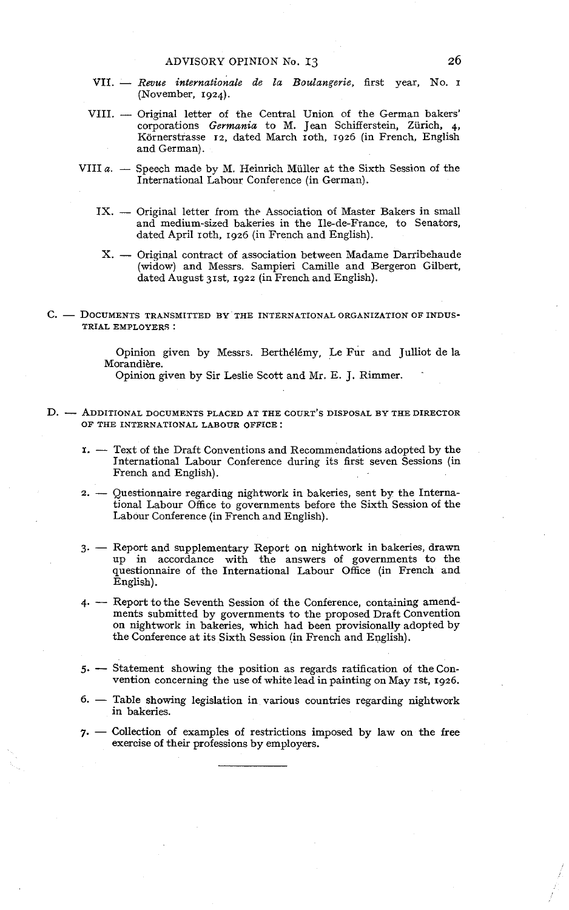VII. — *Revue internationale de la Boulangerie*, first year, No. 1 (November, 1924).

VIII. — Original letter of the Central Union of the German bakers' corporations *Germania* to M. Jean Schifferstein, Zürich, 4, Körnerstrasse 12, dated March 10th, 1926 (in French, English and German).

VIII *a*. — Speech made by M. Heinrich Müller at the Sixth Session of the International Labour Conference (in German).

IX. — Original letter from the Association of Master Bakers in small and medium-sized bakeries in the Ile-de-France, to Senators, dated April 10th, 1926 (in French and English).

X. — Original contract of association between Madame Darribehaude (widow) and Messrs. Sampieri Camille and Bergeron Gilbert, dated August 31st, 1922 (in French and English).

C. — DOCUMENTS TRANSMITTED BY THE INTERNATIONAL ORGANIZATION OF INDUSTRIAL EMPLOYERS :

Opinion given by Messrs. Berthélémy, Le Fur and Julliot de la Morandière.

Opinion given by Sir Leslie Scott and Mr. E. J. Rimmer.

D. — ADDITIONAL DOCUMENTS PLACED AT THE COURT'S DISPOSAL BY THE DIRECTOR OF THE INTERNATIONAL LABOUR OFFICE :

1. — Text of the Draft Conventions and Recommendations adopted by the International Labour Conference during its first seven Sessions (in French and English).

2. — Questionnaire regarding nightwork in bakeries, sent by the International Labour Office to governments before the Sixth Session of the Labour Conference (in French and English).

3. — Report and supplementary Report on nightwork in bakeries, drawn up in accordance with the answers of governments to the questionnaire of the International Labour Office (in French and English).

4. — Report to the Seventh Session of the Conference, containing amendments submitted by governments to the proposed Draft Convention on nightwork in bakeries, which had been provisionally adopted by the Conference at its Sixth Session (in French and English).

5. — Statement showing the position as regards ratification of the Convention concerning the use of white lead in painting on May 1st, 1926.

6. — Table showing legislation in various countries regarding nightwork in bakeries.

7. — Collection of examples of restrictions imposed by law on the free exercise of their professions by employers.